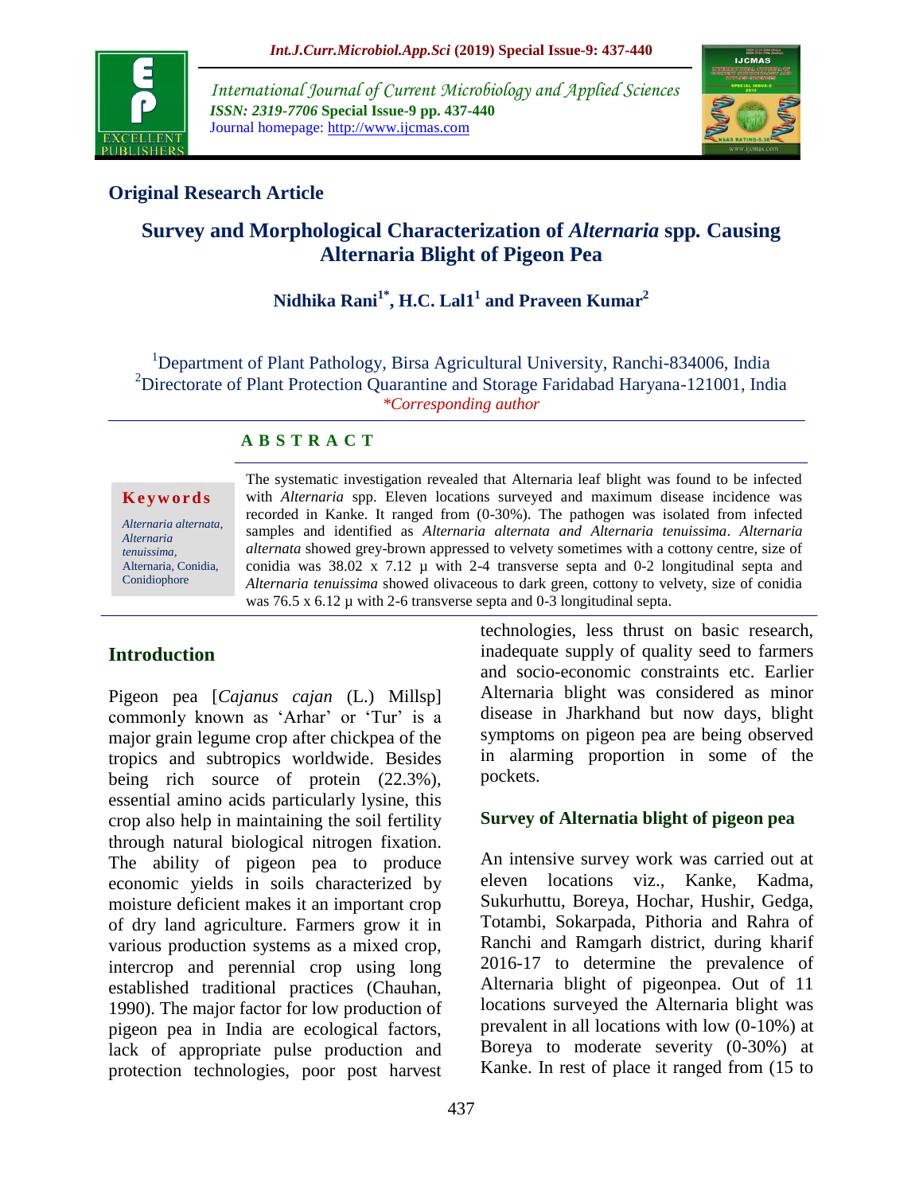Original Research Article

# Survey and Morphological Characterization of *Alternaria* spp. Causing Alternaria Blight of Pigeon Pea

**Nidhika Rani[1*], H.C. Lal1[1] and Praveen Kumar[2]**

[1]Department of Plant Pathology, Birsa Agricultural University, Ranchi-834006, India
[2]Directorate of Plant Protection Quarantine and Storage Faridabad Haryana-121001, India
*\*Corresponding author*

## ABSTRACT

**Keywords**

*Alternaria alternata, Alternaria tenuissima,* Alternaria, Conidia, Conidiophore

The systematic investigation revealed that Alternaria leaf blight was found to be infected with *Alternaria* spp. Eleven locations surveyed and maximum disease incidence was recorded in Kanke. It ranged from (0-30%). The pathogen was isolated from infected samples and identified as *Alternaria alternata and Alternaria tenuissima*. *Alternaria alternata* showed grey-brown appressed to velvety sometimes with a cottony centre, size of conidia was 38.02 x 7.12 µ with 2-4 transverse septa and 0-2 longitudinal septa and *Alternaria tenuissima* showed olivaceous to dark green, cottony to velvety, size of conidia was 76.5 x 6.12 µ with 2-6 transverse septa and 0-3 longitudinal septa.

## Introduction

Pigeon pea [*Cajanus cajan* (L.) Millsp] commonly known as 'Arhar' or 'Tur' is a major grain legume crop after chickpea of the tropics and subtropics worldwide. Besides being rich source of protein (22.3%), essential amino acids particularly lysine, this crop also help in maintaining the soil fertility through natural biological nitrogen fixation. The ability of pigeon pea to produce economic yields in soils characterized by moisture deficient makes it an important crop of dry land agriculture. Farmers grow it in various production systems as a mixed crop, intercrop and perennial crop using long established traditional practices (Chauhan, 1990). The major factor for low production of pigeon pea in India are ecological factors, lack of appropriate pulse production and protection technologies, poor post harvest technologies, less thrust on basic research, inadequate supply of quality seed to farmers and socio-economic constraints etc. Earlier Alternaria blight was considered as minor disease in Jharkhand but now days, blight symptoms on pigeon pea are being observed in alarming proportion in some of the pockets.

### Survey of Alternatia blight of pigeon pea

An intensive survey work was carried out at eleven locations viz., Kanke, Kadma, Sukurhuttu, Boreya, Hochar, Hushir, Gedga, Totambi, Sokarpada, Pithoria and Rahra of Ranchi and Ramgarh district, during kharif 2016-17 to determine the prevalence of Alternaria blight of pigeonpea. Out of 11 locations surveyed the Alternaria blight was prevalent in all locations with low (0-10%) at Boreya to moderate severity (0-30%) at Kanke. In rest of place it ranged from (15 to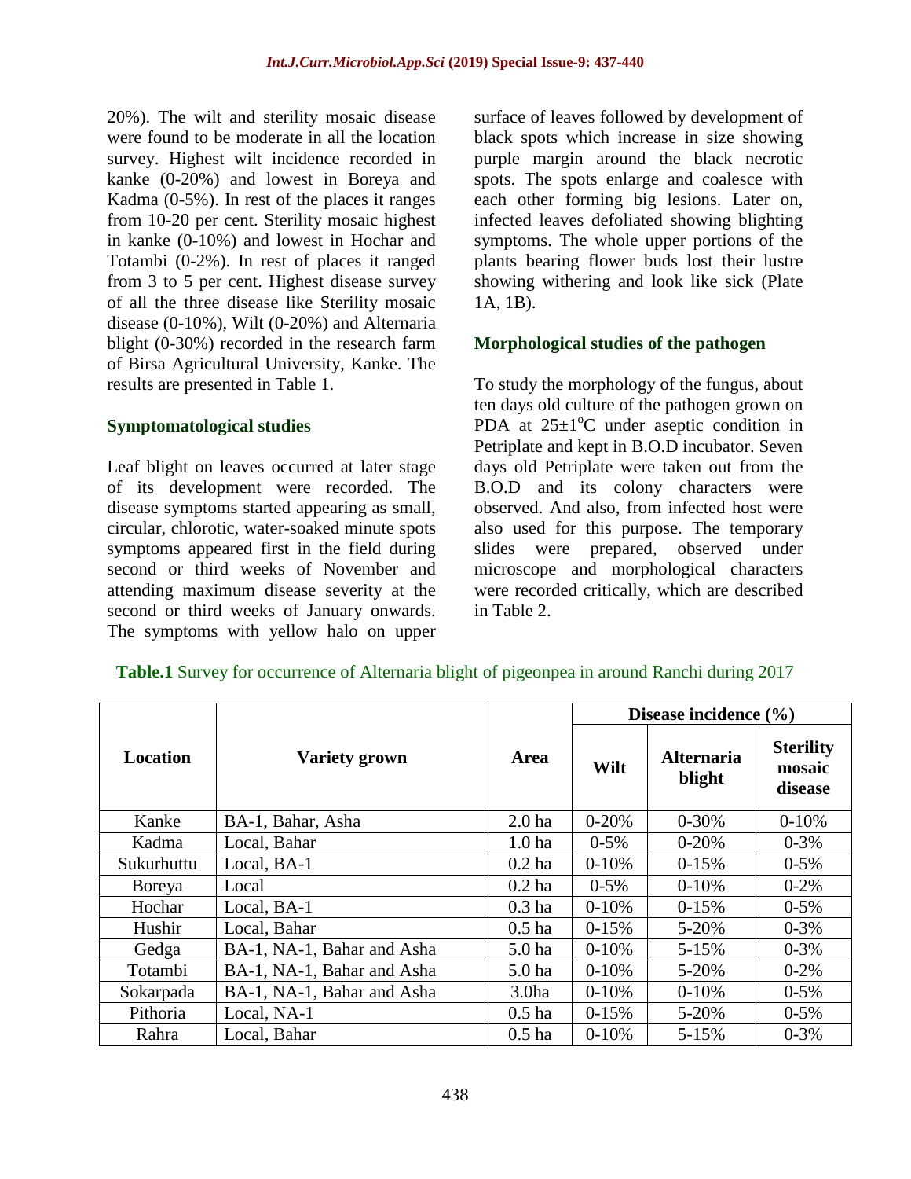20%). The wilt and sterility mosaic disease were found to be moderate in all the location survey. Highest wilt incidence recorded in kanke (0-20%) and lowest in Boreya and Kadma (0-5%). In rest of the places it ranges from 10-20 per cent. Sterility mosaic highest in kanke (0-10%) and lowest in Hochar and Totambi (0-2%). In rest of places it ranged from 3 to 5 per cent. Highest disease survey of all the three disease like Sterility mosaic disease (0-10%), Wilt (0-20%) and Alternaria blight (0-30%) recorded in the research farm of Birsa Agricultural University, Kanke. The results are presented in Table 1.

### Symptomatological studies

Leaf blight on leaves occurred at later stage of its development were recorded. The disease symptoms started appearing as small, circular, chlorotic, water-soaked minute spots symptoms appeared first in the field during second or third weeks of November and attending maximum disease severity at the second or third weeks of January onwards. The symptoms with yellow halo on upper surface of leaves followed by development of black spots which increase in size showing purple margin around the black necrotic spots. The spots enlarge and coalesce with each other forming big lesions. Later on, infected leaves defoliated showing blighting symptoms. The whole upper portions of the plants bearing flower buds lost their lustre showing withering and look like sick (Plate 1A, 1B).

### Morphological studies of the pathogen

To study the morphology of the fungus, about ten days old culture of the pathogen grown on PDA at $25\pm1^{o}$C under aseptic condition in Petriplate and kept in B.O.D incubator. Seven days old Petriplate were taken out from the B.O.D and its colony characters were observed. And also, from infected host were also used for this purpose. The temporary slides were prepared, observed under microscope and morphological characters were recorded critically, which are described in Table 2.

**Table.1** Survey for occurrence of Alternaria blight of pigeonpea in around Ranchi during 2017

| Location | Variety grown | Area | Disease incidence (%) | | |
|---|---|---|---|---|---|
| | | | Wilt | Alternaria blight | Sterility mosaic disease |
| Kanke | BA-1, Bahar, Asha | 2.0 ha | 0-20% | 0-30% | 0-10% |
| Kadma | Local, Bahar | 1.0 ha | 0-5% | 0-20% | 0-3% |
| Sukurhuttu | Local, BA-1 | 0.2 ha | 0-10% | 0-15% | 0-5% |
| Boreya | Local | 0.2 ha | 0-5% | 0-10% | 0-2% |
| Hochar | Local, BA-1 | 0.3 ha | 0-10% | 0-15% | 0-5% |
| Hushir | Local, Bahar | 0.5 ha | 0-15% | 5-20% | 0-3% |
| Gedga | BA-1, NA-1, Bahar and Asha | 5.0 ha | 0-10% | 5-15% | 0-3% |
| Totambi | BA-1, NA-1, Bahar and Asha | 5.0 ha | 0-10% | 5-20% | 0-2% |
| Sokarpada | BA-1, NA-1, Bahar and Asha | 3.0ha | 0-10% | 0-10% | 0-5% |
| Pithoria | Local, NA-1 | 0.5 ha | 0-15% | 5-20% | 0-5% |
| Rahra | Local, Bahar | 0.5 ha | 0-10% | 5-15% | 0-3% |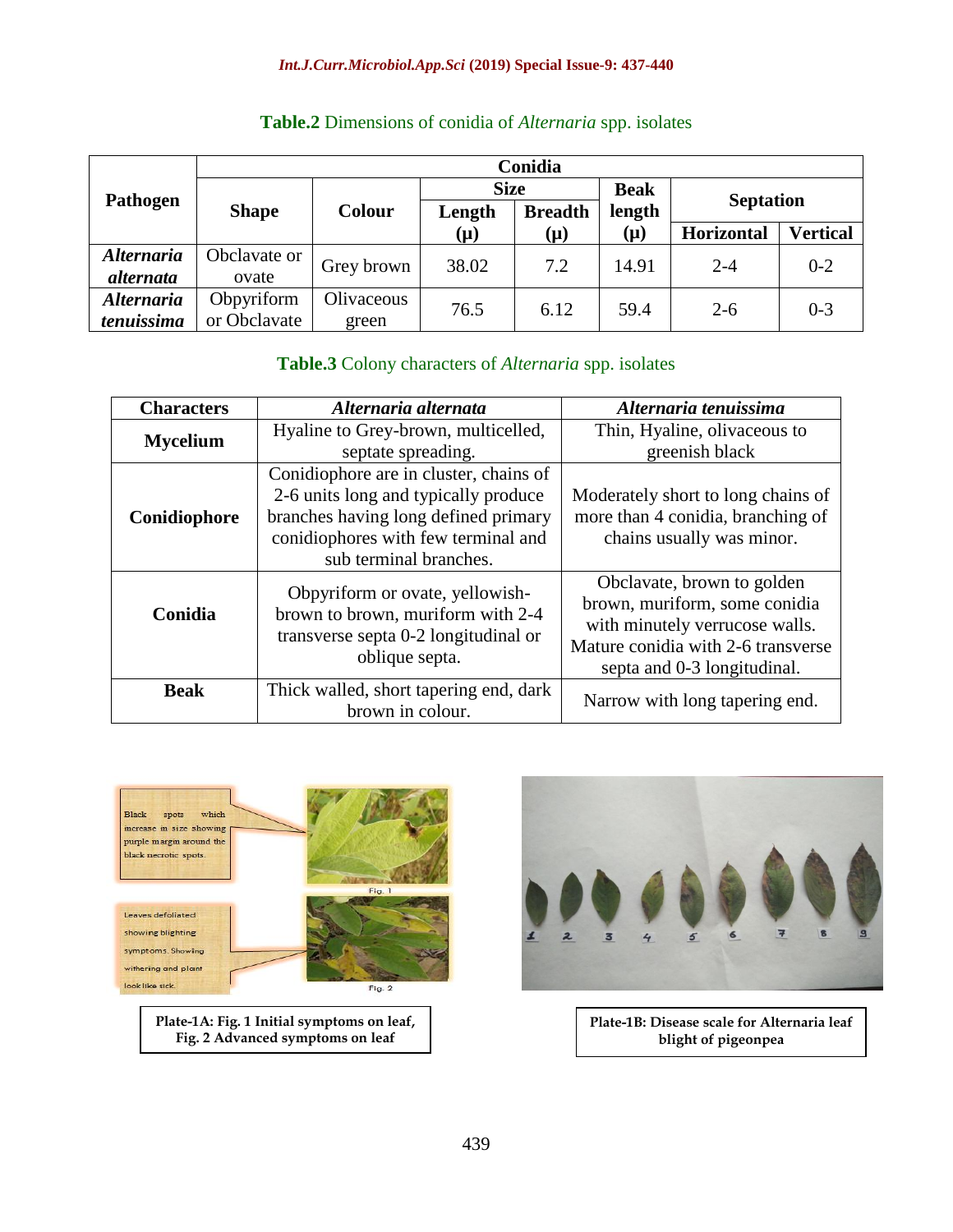**Table.2** Dimensions of conidia of *Alternaria* spp. isolates

| Pathogen | Conidia | | | | | | |
|---|---|---|---|---|---|---|---|
| | Shape | Colour | Size | | Beak length (μ) | Septation | |
| | | | Length (μ) | Breadth (μ) | | Horizontal | Vertical |
| *Alternaria alternata* | Obclavate or ovate | Grey brown | 38.02 | 7.2 | 14.91 | 2-4 | 0-2 |
| *Alternaria tenuissima* | Obpyriform or Obclavate | Olivaceous green | 76.5 | 6.12 | 59.4 | 2-6 | 0-3 |

**Table.3** Colony characters of *Alternaria* spp. isolates

| Characters | *Alternaria alternata* | *Alternaria tenuissima* |
|---|---|---|
| **Mycelium** | Hyaline to Grey-brown, multicelled, septate spreading. | Thin, Hyaline, olivaceous to greenish black |
| **Conidiophore** | Conidiophore are in cluster, chains of 2-6 units long and typically produce branches having long defined primary conidiophores with few terminal and sub terminal branches. | Moderately short to long chains of more than 4 conidia, branching of chains usually was minor. |
| **Conidia** | Obpyriform or ovate, yellowish-brown to brown, muriform with 2-4 transverse septa 0-2 longitudinal or oblique septa. | Obclavate, brown to golden brown, muriform, some conidia with minutely verrucose walls. Mature conidia with 2-6 transverse septa and 0-3 longitudinal. |
| **Beak** | Thick walled, short tapering end, dark brown in colour. | Narrow with long tapering end. |

Plate-1A: Fig. 1 Initial symptoms on leaf, Fig. 2 Advanced symptoms on leaf

Plate-1B: Disease scale for Alternaria leaf blight of pigeonpea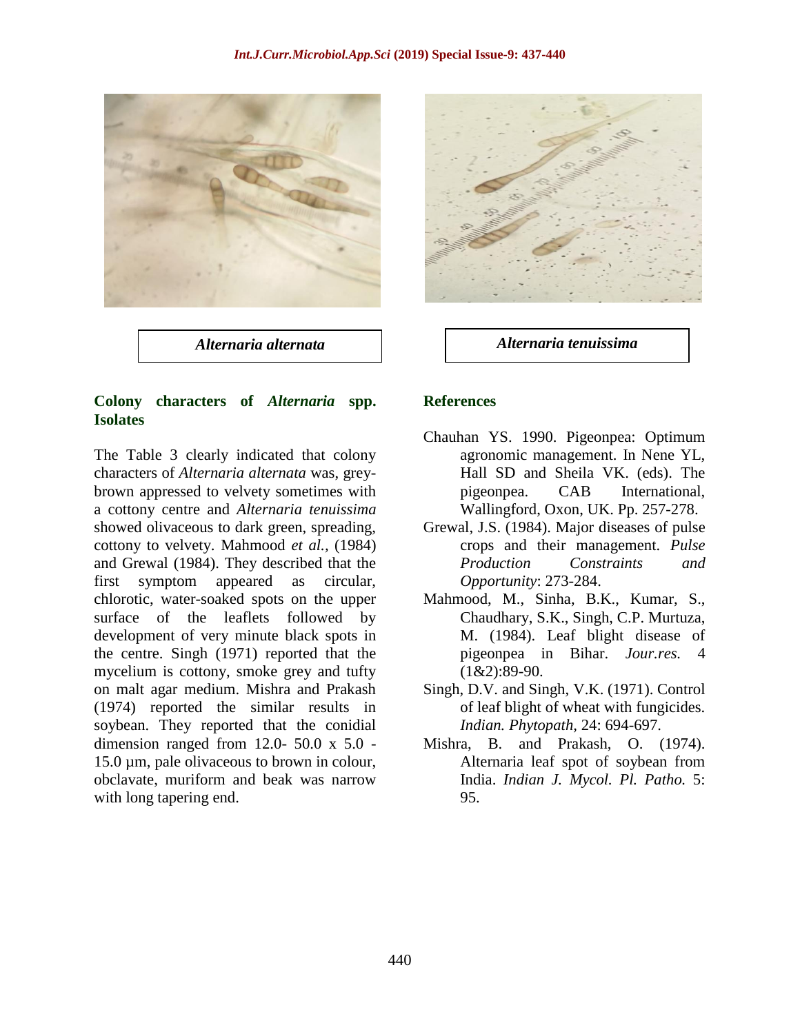*Alternaria alternata*

*Alternaria tenuissima*

## Colony characters of *Alternaria* spp. Isolates

The Table 3 clearly indicated that colony characters of *Alternaria alternata* was, grey-brown appressed to velvety sometimes with a cottony centre and *Alternaria tenuissima* showed olivaceous to dark green, spreading, cottony to velvety. Mahmood *et al.,* (1984) and Grewal (1984). They described that the first symptom appeared as circular, chlorotic, water-soaked spots on the upper surface of the leaflets followed by development of very minute black spots in the centre. Singh (1971) reported that the mycelium is cottony, smoke grey and tufty on malt agar medium. Mishra and Prakash (1974) reported the similar results in soybean. They reported that the conidial dimension ranged from 12.0- 50.0 x 5.0 - 15.0 µm, pale olivaceous to brown in colour, obclavate, muriform and beak was narrow with long tapering end.

## References

- Chauhan YS. 1990. Pigeonpea: Optimum agronomic management. In Nene YL, Hall SD and Sheila VK. (eds). The pigeonpea. CAB International, Wallingford, Oxon, UK. Pp. 257-278.
- Grewal, J.S. (1984). Major diseases of pulse crops and their management. *Pulse Production Constraints and Opportunity*: 273-284.
- Mahmood, M., Sinha, B.K., Kumar, S., Chaudhary, S.K., Singh, C.P. Murtuza, M. (1984). Leaf blight disease of pigeonpea in Bihar. *Jour.res.* 4 (1&2):89-90.
- Singh, D.V. and Singh, V.K. (1971). Control of leaf blight of wheat with fungicides. *Indian. Phytopath,* 24: 694-697.
- Mishra, B. and Prakash, O. (1974). Alternaria leaf spot of soybean from India. *Indian J. Mycol. Pl. Patho.* 5: 95.